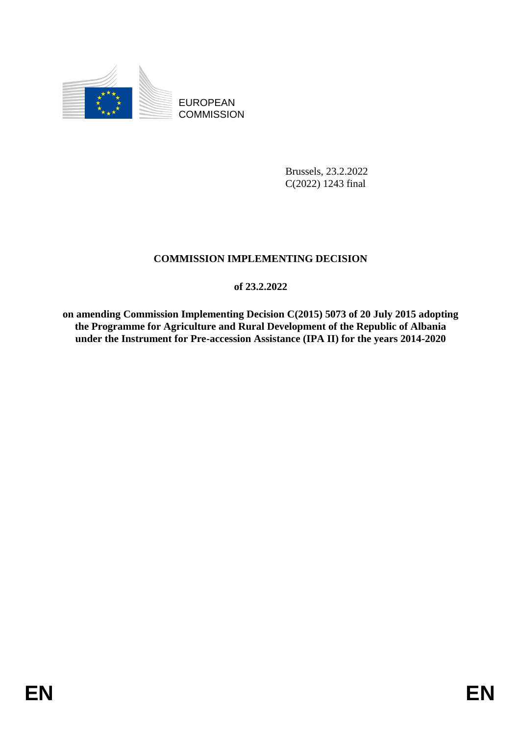EUROPEAN COMMISSION

Brussels, 23.2.2022
C(2022) 1243 final

# COMMISSION IMPLEMENTING DECISION

## of 23.2.2022

## on amending Commission Implementing Decision C(2015) 5073 of 20 July 2015 adopting the Programme for Agriculture and Rural Development of the Republic of Albania under the Instrument for Pre-accession Assistance (IPA II) for the years 2014-2020

EN EN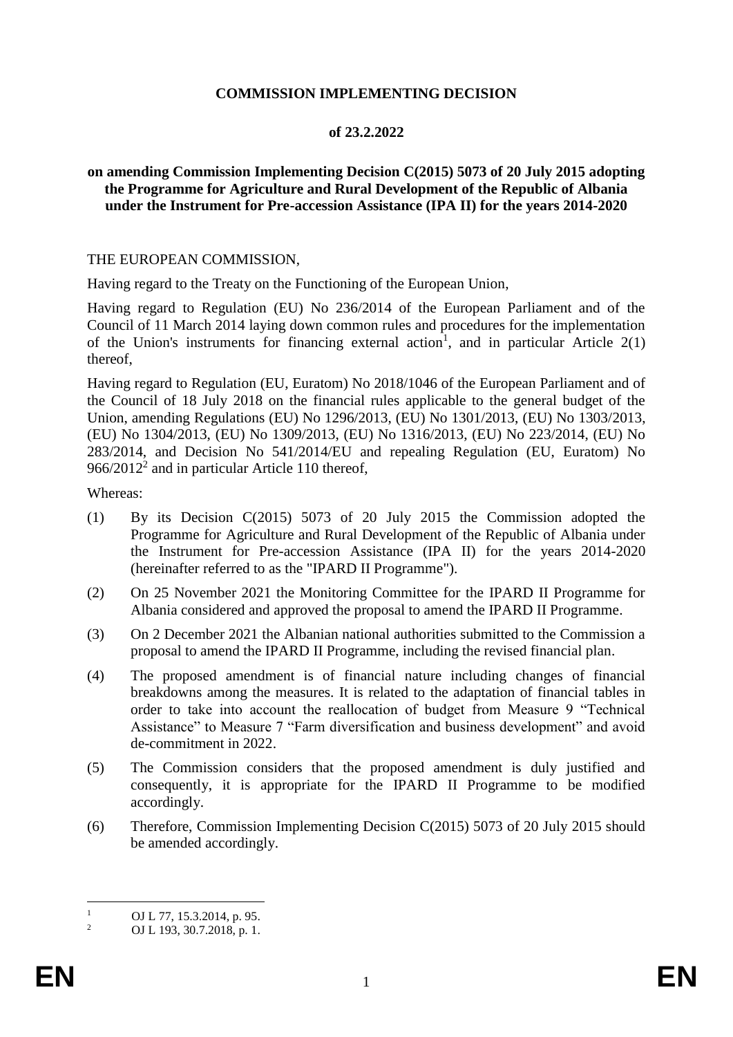**COMMISSION IMPLEMENTING DECISION**

**of 23.2.2022**

**on amending Commission Implementing Decision C(2015) 5073 of 20 July 2015 adopting the Programme for Agriculture and Rural Development of the Republic of Albania under the Instrument for Pre-accession Assistance (IPA II) for the years 2014-2020**

THE EUROPEAN COMMISSION,

Having regard to the Treaty on the Functioning of the European Union,

Having regard to Regulation (EU) No 236/2014 of the European Parliament and of the Council of 11 March 2014 laying down common rules and procedures for the implementation of the Union's instruments for financing external action[1], and in particular Article 2(1) thereof,

Having regard to Regulation (EU, Euratom) No 2018/1046 of the European Parliament and of the Council of 18 July 2018 on the financial rules applicable to the general budget of the Union, amending Regulations (EU) No 1296/2013, (EU) No 1301/2013, (EU) No 1303/2013, (EU) No 1304/2013, (EU) No 1309/2013, (EU) No 1316/2013, (EU) No 223/2014, (EU) No 283/2014, and Decision No 541/2014/EU and repealing Regulation (EU, Euratom) No 966/2012[2] and in particular Article 110 thereof,

Whereas:

(1) By its Decision C(2015) 5073 of 20 July 2015 the Commission adopted the Programme for Agriculture and Rural Development of the Republic of Albania under the Instrument for Pre-accession Assistance (IPA II) for the years 2014-2020 (hereinafter referred to as the "IPARD II Programme").

(2) On 25 November 2021 the Monitoring Committee for the IPARD II Programme for Albania considered and approved the proposal to amend the IPARD II Programme.

(3) On 2 December 2021 the Albanian national authorities submitted to the Commission a proposal to amend the IPARD II Programme, including the revised financial plan.

(4) The proposed amendment is of financial nature including changes of financial breakdowns among the measures. It is related to the adaptation of financial tables in order to take into account the reallocation of budget from Measure 9 "Technical Assistance" to Measure 7 "Farm diversification and business development" and avoid de-commitment in 2022.

(5) The Commission considers that the proposed amendment is duly justified and consequently, it is appropriate for the IPARD II Programme to be modified accordingly.

(6) Therefore, Commission Implementing Decision C(2015) 5073 of 20 July 2015 should be amended accordingly.

---

[1] OJ L 77, 15.3.2014, p. 95.

[2] OJ L 193, 30.7.2018, p. 1.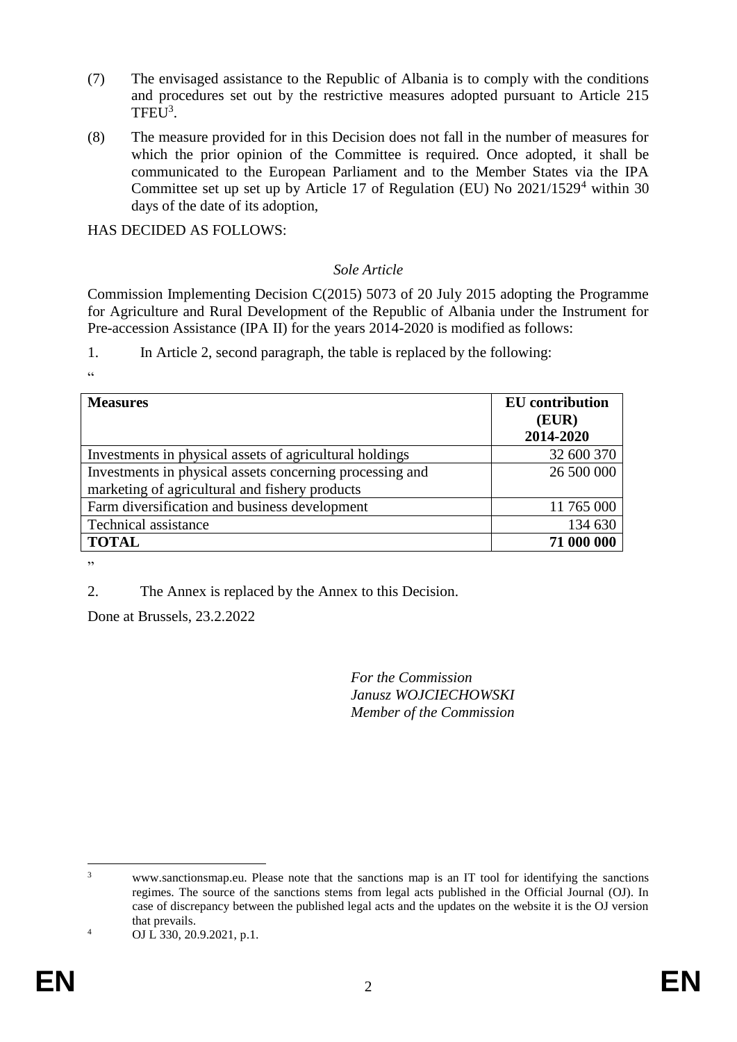(7) The envisaged assistance to the Republic of Albania is to comply with the conditions and procedures set out by the restrictive measures adopted pursuant to Article 215 TFEU[3].

(8) The measure provided for in this Decision does not fall in the number of measures for which the prior opinion of the Committee is required. Once adopted, it shall be communicated to the European Parliament and to the Member States via the IPA Committee set up set up by Article 17 of Regulation (EU) No 2021/1529[4] within 30 days of the date of its adoption,

HAS DECIDED AS FOLLOWS:

*Sole Article*

Commission Implementing Decision C(2015) 5073 of 20 July 2015 adopting the Programme for Agriculture and Rural Development of the Republic of Albania under the Instrument for Pre-accession Assistance (IPA II) for the years 2014-2020 is modified as follows:

1. In Article 2, second paragraph, the table is replaced by the following:

"

| **Measures** | **EU contribution (EUR) 2014-2020** |
|---|---|
| Investments in physical assets of agricultural holdings | 32 600 370 |
| Investments in physical assets concerning processing and marketing of agricultural and fishery products | 26 500 000 |
| Farm diversification and business development | 11 765 000 |
| Technical assistance | 134 630 |
| **TOTAL** | **71 000 000** |

"

2. The Annex is replaced by the Annex to this Decision.

Done at Brussels, 23.2.2022

*For the Commission*
*Janusz WOJCIECHOWSKI*
*Member of the Commission*

---

[3] www.sanctionsmap.eu. Please note that the sanctions map is an IT tool for identifying the sanctions regimes. The source of the sanctions stems from legal acts published in the Official Journal (OJ). In case of discrepancy between the published legal acts and the updates on the website it is the OJ version that prevails.

[4] OJ L 330, 20.9.2021, p.1.